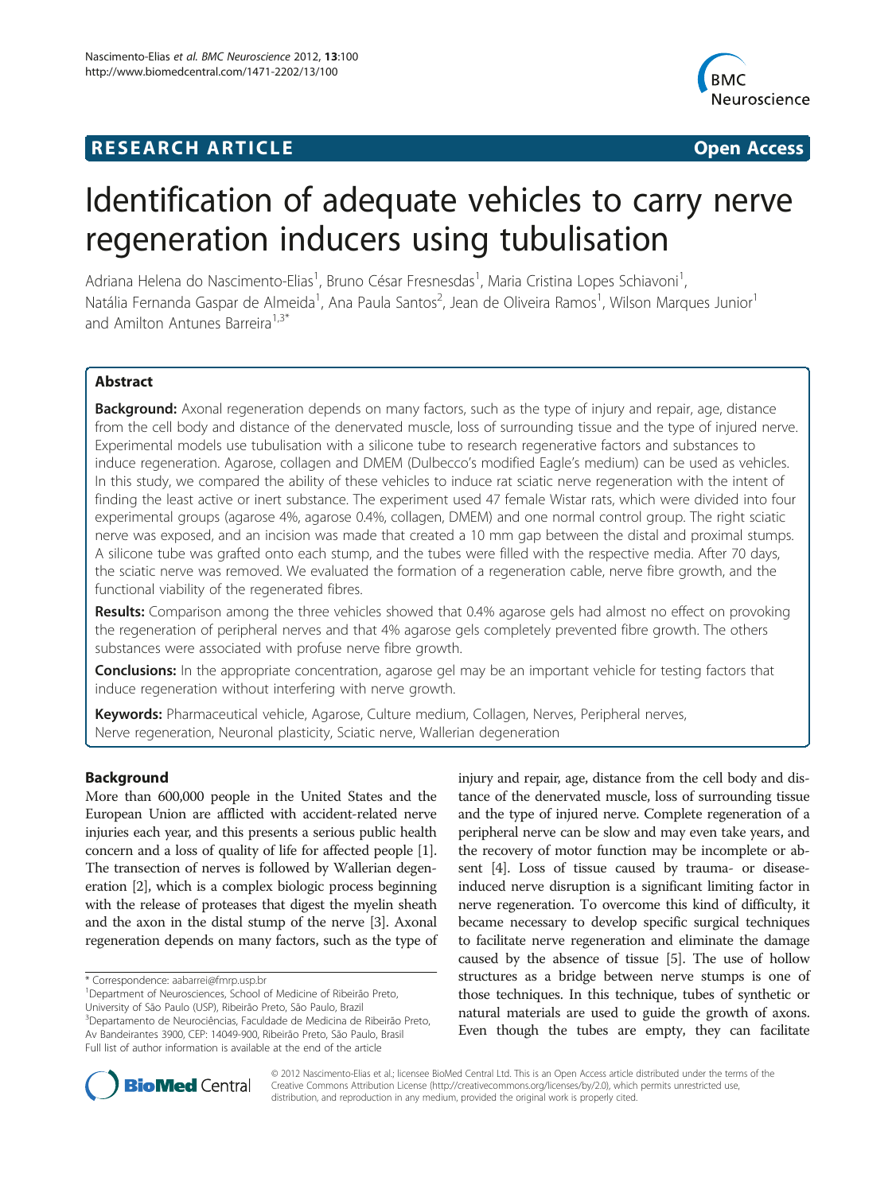**RESEARCH ARTICLE** **Open Access**

# Identification of adequate vehicles to carry nerve regeneration inducers using tubulisation

Adriana Helena do Nascimento-Elias[1], Bruno César Fresnesdas[1], Maria Cristina Lopes Schiavoni[1], Natália Fernanda Gaspar de Almeida[1], Ana Paula Santos[2], Jean de Oliveira Ramos[1], Wilson Marques Junior[1] and Amilton Antunes Barreira[1,3*]

## Abstract

**Background:** Axonal regeneration depends on many factors, such as the type of injury and repair, age, distance from the cell body and distance of the denervated muscle, loss of surrounding tissue and the type of injured nerve. Experimental models use tubulisation with a silicone tube to research regenerative factors and substances to induce regeneration. Agarose, collagen and DMEM (Dulbecco's modified Eagle's medium) can be used as vehicles. In this study, we compared the ability of these vehicles to induce rat sciatic nerve regeneration with the intent of finding the least active or inert substance. The experiment used 47 female Wistar rats, which were divided into four experimental groups (agarose 4%, agarose 0.4%, collagen, DMEM) and one normal control group. The right sciatic nerve was exposed, and an incision was made that created a 10 mm gap between the distal and proximal stumps. A silicone tube was grafted onto each stump, and the tubes were filled with the respective media. After 70 days, the sciatic nerve was removed. We evaluated the formation of a regeneration cable, nerve fibre growth, and the functional viability of the regenerated fibres.

**Results:** Comparison among the three vehicles showed that 0.4% agarose gels had almost no effect on provoking the regeneration of peripheral nerves and that 4% agarose gels completely prevented fibre growth. The others substances were associated with profuse nerve fibre growth.

**Conclusions:** In the appropriate concentration, agarose gel may be an important vehicle for testing factors that induce regeneration without interfering with nerve growth.

**Keywords:** Pharmaceutical vehicle, Agarose, Culture medium, Collagen, Nerves, Peripheral nerves, Nerve regeneration, Neuronal plasticity, Sciatic nerve, Wallerian degeneration

## Background

More than 600,000 people in the United States and the European Union are afflicted with accident-related nerve injuries each year, and this presents a serious public health concern and a loss of quality of life for affected people [1]. The transection of nerves is followed by Wallerian degeneration [2], which is a complex biologic process beginning with the release of proteases that digest the myelin sheath and the axon in the distal stump of the nerve [3]. Axonal regeneration depends on many factors, such as the type of injury and repair, age, distance from the cell body and distance of the denervated muscle, loss of surrounding tissue and the type of injured nerve. Complete regeneration of a peripheral nerve can be slow and may even take years, and the recovery of motor function may be incomplete or absent [4]. Loss of tissue caused by trauma- or disease-induced nerve disruption is a significant limiting factor in nerve regeneration. To overcome this kind of difficulty, it became necessary to develop specific surgical techniques to facilitate nerve regeneration and eliminate the damage caused by the absence of tissue [5]. The use of hollow structures as a bridge between nerve stumps is one of those techniques. In this technique, tubes of synthetic or natural materials are used to guide the growth of axons. Even though the tubes are empty, they can facilitate

\* Correspondence: aabarrei@fmrp.usp.br
[1]Department of Neurosciences, School of Medicine of Ribeirão Preto, University of São Paulo (USP), Ribeirão Preto, São Paulo, Brazil
[3]Departamento de Neurociências, Faculdade de Medicina de Ribeirão Preto, Av Bandeirantes 3900, CEP: 14049-900, Ribeirão Preto, São Paulo, Brasil
Full list of author information is available at the end of the article

© 2012 Nascimento-Elias et al.; licensee BioMed Central Ltd. This is an Open Access article distributed under the terms of the Creative Commons Attribution License (http://creativecommons.org/licenses/by/2.0), which permits unrestricted use, distribution, and reproduction in any medium, provided the original work is properly cited.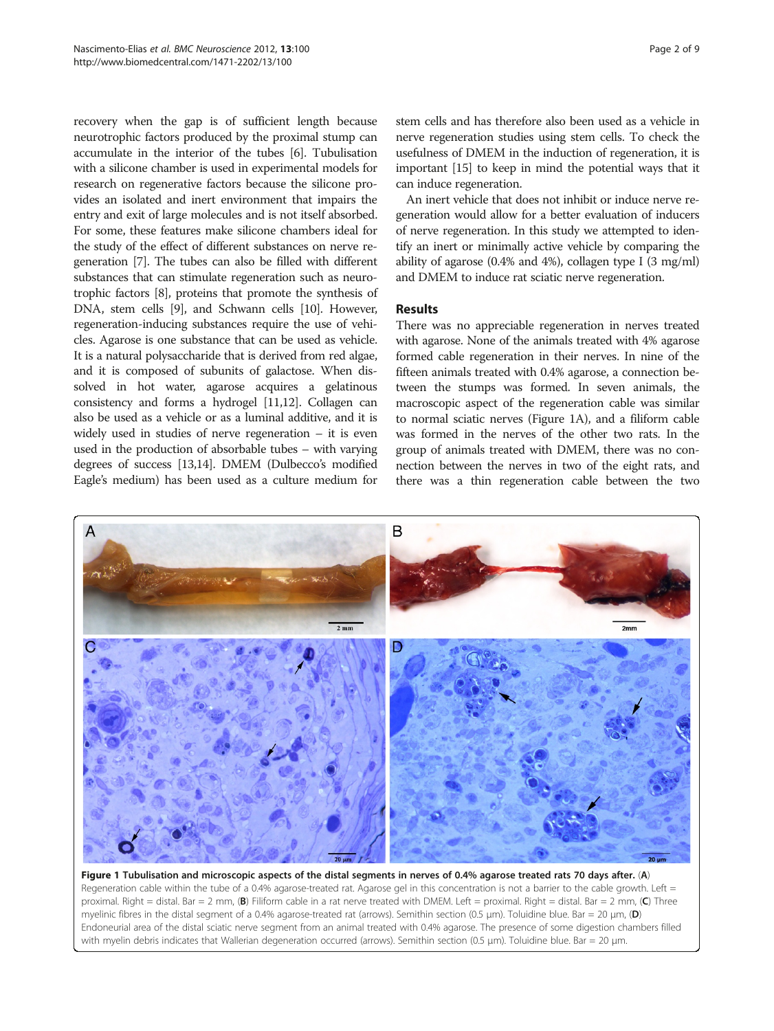recovery when the gap is of sufficient length because neurotrophic factors produced by the proximal stump can accumulate in the interior of the tubes [6]. Tubulisation with a silicone chamber is used in experimental models for research on regenerative factors because the silicone provides an isolated and inert environment that impairs the entry and exit of large molecules and is not itself absorbed. For some, these features make silicone chambers ideal for the study of the effect of different substances on nerve regeneration [7]. The tubes can also be filled with different substances that can stimulate regeneration such as neurotrophic factors [8], proteins that promote the synthesis of DNA, stem cells [9], and Schwann cells [10]. However, regeneration-inducing substances require the use of vehicles. Agarose is one substance that can be used as vehicle. It is a natural polysaccharide that is derived from red algae, and it is composed of subunits of galactose. When dissolved in hot water, agarose acquires a gelatinous consistency and forms a hydrogel [11,12]. Collagen can also be used as a vehicle or as a luminal additive, and it is widely used in studies of nerve regeneration – it is even used in the production of absorbable tubes – with varying degrees of success [13,14]. DMEM (Dulbecco's modified Eagle's medium) has been used as a culture medium for stem cells and has therefore also been used as a vehicle in nerve regeneration studies using stem cells. To check the usefulness of DMEM in the induction of regeneration, it is important [15] to keep in mind the potential ways that it can induce regeneration.

An inert vehicle that does not inhibit or induce nerve regeneration would allow for a better evaluation of inducers of nerve regeneration. In this study we attempted to identify an inert or minimally active vehicle by comparing the ability of agarose (0.4% and 4%), collagen type I (3 mg/ml) and DMEM to induce rat sciatic nerve regeneration.

## Results

There was no appreciable regeneration in nerves treated with agarose. None of the animals treated with 4% agarose formed cable regeneration in their nerves. In nine of the fifteen animals treated with 0.4% agarose, a connection between the stumps was formed. In seven animals, the macroscopic aspect of the regeneration cable was similar to normal sciatic nerves (Figure 1A), and a filiform cable was formed in the nerves of the other two rats. In the group of animals treated with DMEM, there was no connection between the nerves in two of the eight rats, and there was a thin regeneration cable between the two

**Figure 1 Tubulisation and microscopic aspects of the distal segments in nerves of 0.4% agarose treated rats 70 days after.** (**A**) Regeneration cable within the tube of a 0.4% agarose-treated rat. Agarose gel in this concentration is not a barrier to the cable growth. Left = proximal. Right = distal. Bar = 2 mm, (**B**) Filiform cable in a rat nerve treated with DMEM. Left = proximal. Right = distal. Bar = 2 mm, (**C**) Three myelinic fibres in the distal segment of a 0.4% agarose-treated rat (arrows). Semithin section (0.5 μm). Toluidine blue. Bar = 20 μm, (**D**) Endoneurial area of the distal sciatic nerve segment from an animal treated with 0.4% agarose. The presence of some digestion chambers filled with myelin debris indicates that Wallerian degeneration occurred (arrows). Semithin section (0.5 μm). Toluidine blue. Bar = 20 μm.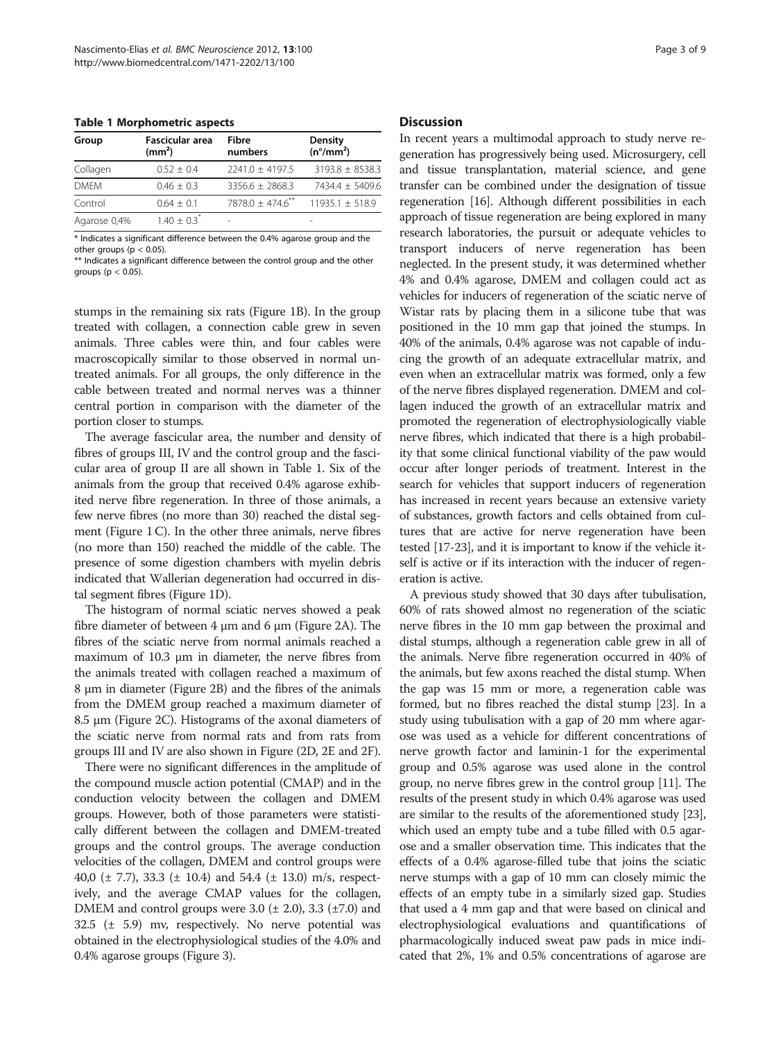**Table 1 Morphometric aspects**

| Group | Fascicular area ($mm^2$) | Fibre numbers | Density ($n°/mm^2$) |
|---|---|---|---|
| Collagen | 0.52 ± 0.4 | 2241.0 ± 4197.5 | 3193.8 ± 8538.3 |
| DMEM | 0.46 ± 0.3 | 3356.6 ± 2868.3 | 7434.4 ± 5409.6 |
| Control | 0.64 ± 0.1 | 7878.0 ± 474.6** | 11935.1 ± 518.9 |
| Agarose 0,4% | 1.40 ± 0.3* | - | - |

\* Indicates a significant difference between the 0.4% agarose group and the other groups ($p < 0.05$).

\*\* Indicates a significant difference between the control group and the other groups ($p < 0.05$).

stumps in the remaining six rats (Figure 1B). In the group treated with collagen, a connection cable grew in seven animals. Three cables were thin, and four cables were macroscopically similar to those observed in normal untreated animals. For all groups, the only difference in the cable between treated and normal nerves was a thinner central portion in comparison with the diameter of the portion closer to stumps.

The average fascicular area, the number and density of fibres of groups III, IV and the control group and the fascicular area of group II are all shown in Table 1. Six of the animals from the group that received 0.4% agarose exhibited nerve fibre regeneration. In three of those animals, a few nerve fibres (no more than 30) reached the distal segment (Figure 1 C). In the other three animals, nerve fibres (no more than 150) reached the middle of the cable. The presence of some digestion chambers with myelin debris indicated that Wallerian degeneration had occurred in distal segment fibres (Figure 1D).

The histogram of normal sciatic nerves showed a peak fibre diameter of between 4 μm and 6 μm (Figure 2A). The fibres of the sciatic nerve from normal animals reached a maximum of 10.3 μm in diameter, the nerve fibres from the animals treated with collagen reached a maximum of 8 μm in diameter (Figure 2B) and the fibres of the animals from the DMEM group reached a maximum diameter of 8.5 μm (Figure 2C). Histograms of the axonal diameters of the sciatic nerve from normal rats and from rats from groups III and IV are also shown in Figure (2D, 2E and 2F).

There were no significant differences in the amplitude of the compound muscle action potential (CMAP) and in the conduction velocity between the collagen and DMEM groups. However, both of those parameters were statistically different between the collagen and DMEM-treated groups and the control groups. The average conduction velocities of the collagen, DMEM and control groups were 40,0 (± 7.7), 33.3 (± 10.4) and 54.4 (± 13.0) m/s, respectively, and the average CMAP values for the collagen, DMEM and control groups were 3.0 (± 2.0), 3.3 (±7.0) and 32.5 (± 5.9) mv, respectively. No nerve potential was obtained in the electrophysiological studies of the 4.0% and 0.4% agarose groups (Figure 3).

## Discussion

In recent years a multimodal approach to study nerve regeneration has progressively being used. Microsurgery, cell and tissue transplantation, material science, and gene transfer can be combined under the designation of tissue regeneration [16]. Although different possibilities in each approach of tissue regeneration are being explored in many research laboratories, the pursuit or adequate vehicles to transport inducers of nerve regeneration has been neglected. In the present study, it was determined whether 4% and 0.4% agarose, DMEM and collagen could act as vehicles for inducers of regeneration of the sciatic nerve of Wistar rats by placing them in a silicone tube that was positioned in the 10 mm gap that joined the stumps. In 40% of the animals, 0.4% agarose was not capable of inducing the growth of an adequate extracellular matrix, and even when an extracellular matrix was formed, only a few of the nerve fibres displayed regeneration. DMEM and collagen induced the growth of an extracellular matrix and promoted the regeneration of electrophysiologically viable nerve fibres, which indicated that there is a high probability that some clinical functional viability of the paw would occur after longer periods of treatment. Interest in the search for vehicles that support inducers of regeneration has increased in recent years because an extensive variety of substances, growth factors and cells obtained from cultures that are active for nerve regeneration have been tested [17-23], and it is important to know if the vehicle itself is active or if its interaction with the inducer of regeneration is active.

A previous study showed that 30 days after tubulisation, 60% of rats showed almost no regeneration of the sciatic nerve fibres in the 10 mm gap between the proximal and distal stumps, although a regeneration cable grew in all of the animals. Nerve fibre regeneration occurred in 40% of the animals, but few axons reached the distal stump. When the gap was 15 mm or more, a regeneration cable was formed, but no fibres reached the distal stump [23]. In a study using tubulisation with a gap of 20 mm where agarose was used as a vehicle for different concentrations of nerve growth factor and laminin-1 for the experimental group and 0.5% agarose was used alone in the control group, no nerve fibres grew in the control group [11]. The results of the present study in which 0.4% agarose was used are similar to the results of the aforementioned study [23], which used an empty tube and a tube filled with 0.5 agarose and a smaller observation time. This indicates that the effects of a 0.4% agarose-filled tube that joins the sciatic nerve stumps with a gap of 10 mm can closely mimic the effects of an empty tube in a similarly sized gap. Studies that used a 4 mm gap and that were based on clinical and electrophysiological evaluations and quantifications of pharmacologically induced sweat paw pads in mice indicated that 2%, 1% and 0.5% concentrations of agarose are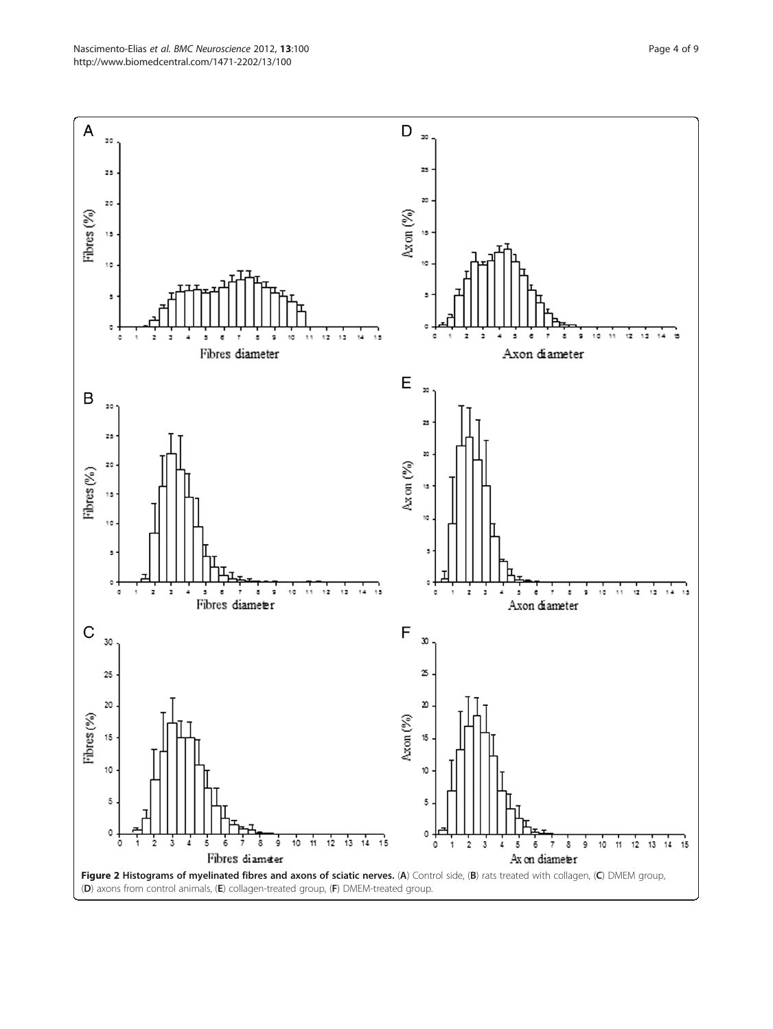**Figure 2 Histograms of myelinated fibres and axons of sciatic nerves.** (**A**) Control side, (**B**) rats treated with collagen, (**C**) DMEM group, (**D**) axons from control animals, (**E**) collagen-treated group, (**F**) DMEM-treated group.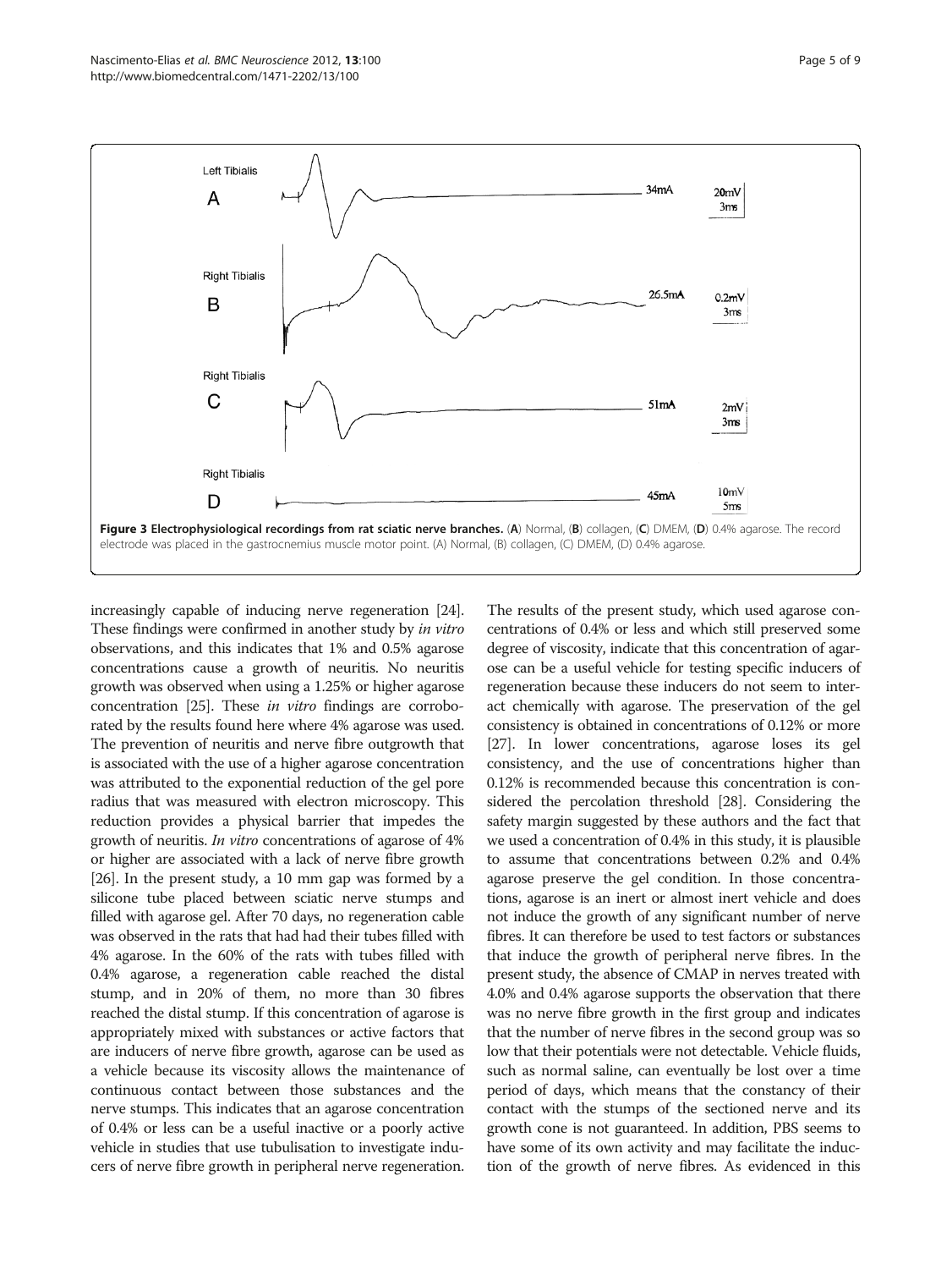**Figure 3 Electrophysiological recordings from rat sciatic nerve branches.** (**A**) Normal, (**B**) collagen, (**C**) DMEM, (**D**) 0.4% agarose. The record electrode was placed in the gastrocnemius muscle motor point. (A) Normal, (B) collagen, (C) DMEM, (D) 0.4% agarose.

increasingly capable of inducing nerve regeneration [24]. These findings were confirmed in another study by *in vitro* observations, and this indicates that 1% and 0.5% agarose concentrations cause a growth of neuritis. No neuritis growth was observed when using a 1.25% or higher agarose concentration [25]. These *in vitro* findings are corroborated by the results found here where 4% agarose was used. The prevention of neuritis and nerve fibre outgrowth that is associated with the use of a higher agarose concentration was attributed to the exponential reduction of the gel pore radius that was measured with electron microscopy. This reduction provides a physical barrier that impedes the growth of neuritis. *In vitro* concentrations of agarose of 4% or higher are associated with a lack of nerve fibre growth [26]. In the present study, a 10 mm gap was formed by a silicone tube placed between sciatic nerve stumps and filled with agarose gel. After 70 days, no regeneration cable was observed in the rats that had had their tubes filled with 4% agarose. In the 60% of the rats with tubes filled with 0.4% agarose, a regeneration cable reached the distal stump, and in 20% of them, no more than 30 fibres reached the distal stump. If this concentration of agarose is appropriately mixed with substances or active factors that are inducers of nerve fibre growth, agarose can be used as a vehicle because its viscosity allows the maintenance of continuous contact between those substances and the nerve stumps. This indicates that an agarose concentration of 0.4% or less can be a useful inactive or a poorly active vehicle in studies that use tubulisation to investigate inducers of nerve fibre growth in peripheral nerve regeneration.

The results of the present study, which used agarose concentrations of 0.4% or less and which still preserved some degree of viscosity, indicate that this concentration of agarose can be a useful vehicle for testing specific inducers of regeneration because these inducers do not seem to interact chemically with agarose. The preservation of the gel consistency is obtained in concentrations of 0.12% or more [27]. In lower concentrations, agarose loses its gel consistency, and the use of concentrations higher than 0.12% is recommended because this concentration is considered the percolation threshold [28]. Considering the safety margin suggested by these authors and the fact that we used a concentration of 0.4% in this study, it is plausible to assume that concentrations between 0.2% and 0.4% agarose preserve the gel condition. In those concentrations, agarose is an inert or almost inert vehicle and does not induce the growth of any significant number of nerve fibres. It can therefore be used to test factors or substances that induce the growth of peripheral nerve fibres. In the present study, the absence of CMAP in nerves treated with 4.0% and 0.4% agarose supports the observation that there was no nerve fibre growth in the first group and indicates that the number of nerve fibres in the second group was so low that their potentials were not detectable. Vehicle fluids, such as normal saline, can eventually be lost over a time period of days, which means that the constancy of their contact with the stumps of the sectioned nerve and its growth cone is not guaranteed. In addition, PBS seems to have some of its own activity and may facilitate the induction of the growth of nerve fibres. As evidenced in this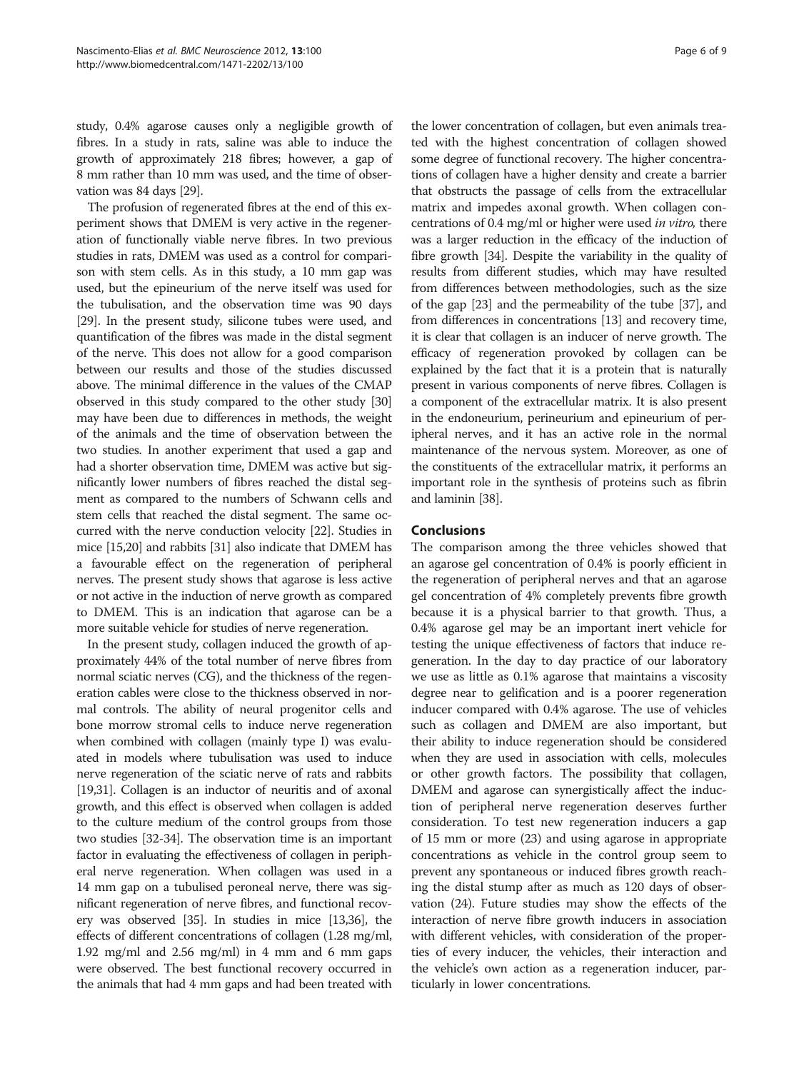study, 0.4% agarose causes only a negligible growth of fibres. In a study in rats, saline was able to induce the growth of approximately 218 fibres; however, a gap of 8 mm rather than 10 mm was used, and the time of observation was 84 days [29].

The profusion of regenerated fibres at the end of this experiment shows that DMEM is very active in the regeneration of functionally viable nerve fibres. In two previous studies in rats, DMEM was used as a control for comparison with stem cells. As in this study, a 10 mm gap was used, but the epineurium of the nerve itself was used for the tubulisation, and the observation time was 90 days [29]. In the present study, silicone tubes were used, and quantification of the fibres was made in the distal segment of the nerve. This does not allow for a good comparison between our results and those of the studies discussed above. The minimal difference in the values of the CMAP observed in this study compared to the other study [30] may have been due to differences in methods, the weight of the animals and the time of observation between the two studies. In another experiment that used a gap and had a shorter observation time, DMEM was active but significantly lower numbers of fibres reached the distal segment as compared to the numbers of Schwann cells and stem cells that reached the distal segment. The same occurred with the nerve conduction velocity [22]. Studies in mice [15,20] and rabbits [31] also indicate that DMEM has a favourable effect on the regeneration of peripheral nerves. The present study shows that agarose is less active or not active in the induction of nerve growth as compared to DMEM. This is an indication that agarose can be a more suitable vehicle for studies of nerve regeneration.

In the present study, collagen induced the growth of approximately 44% of the total number of nerve fibres from normal sciatic nerves (CG), and the thickness of the regeneration cables were close to the thickness observed in normal controls. The ability of neural progenitor cells and bone morrow stromal cells to induce nerve regeneration when combined with collagen (mainly type I) was evaluated in models where tubulisation was used to induce nerve regeneration of the sciatic nerve of rats and rabbits [19,31]. Collagen is an inductor of neuritis and of axonal growth, and this effect is observed when collagen is added to the culture medium of the control groups from those two studies [32-34]. The observation time is an important factor in evaluating the effectiveness of collagen in peripheral nerve regeneration. When collagen was used in a 14 mm gap on a tubulised peroneal nerve, there was significant regeneration of nerve fibres, and functional recovery was observed [35]. In studies in mice [13,36], the effects of different concentrations of collagen (1.28 mg/ml, 1.92 mg/ml and 2.56 mg/ml) in 4 mm and 6 mm gaps were observed. The best functional recovery occurred in the animals that had 4 mm gaps and had been treated with the lower concentration of collagen, but even animals treated with the highest concentration of collagen showed some degree of functional recovery. The higher concentrations of collagen have a higher density and create a barrier that obstructs the passage of cells from the extracellular matrix and impedes axonal growth. When collagen concentrations of 0.4 mg/ml or higher were used *in vitro*, there was a larger reduction in the efficacy of the induction of fibre growth [34]. Despite the variability in the quality of results from different studies, which may have resulted from differences between methodologies, such as the size of the gap [23] and the permeability of the tube [37], and from differences in concentrations [13] and recovery time, it is clear that collagen is an inducer of nerve growth. The efficacy of regeneration provoked by collagen can be explained by the fact that it is a protein that is naturally present in various components of nerve fibres. Collagen is a component of the extracellular matrix. It is also present in the endoneurium, perineurium and epineurium of peripheral nerves, and it has an active role in the normal maintenance of the nervous system. Moreover, as one of the constituents of the extracellular matrix, it performs an important role in the synthesis of proteins such as fibrin and laminin [38].

## Conclusions

The comparison among the three vehicles showed that an agarose gel concentration of 0.4% is poorly efficient in the regeneration of peripheral nerves and that an agarose gel concentration of 4% completely prevents fibre growth because it is a physical barrier to that growth. Thus, a 0.4% agarose gel may be an important inert vehicle for testing the unique effectiveness of factors that induce regeneration. In the day to day practice of our laboratory we use as little as 0.1% agarose that maintains a viscosity degree near to gelification and is a poorer regeneration inducer compared with 0.4% agarose. The use of vehicles such as collagen and DMEM are also important, but their ability to induce regeneration should be considered when they are used in association with cells, molecules or other growth factors. The possibility that collagen, DMEM and agarose can synergistically affect the induction of peripheral nerve regeneration deserves further consideration. To test new regeneration inducers a gap of 15 mm or more (23) and using agarose in appropriate concentrations as vehicle in the control group seem to prevent any spontaneous or induced fibres growth reaching the distal stump after as much as 120 days of observation (24). Future studies may show the effects of the interaction of nerve fibre growth inducers in association with different vehicles, with consideration of the properties of every inducer, the vehicles, their interaction and the vehicle's own action as a regeneration inducer, particularly in lower concentrations.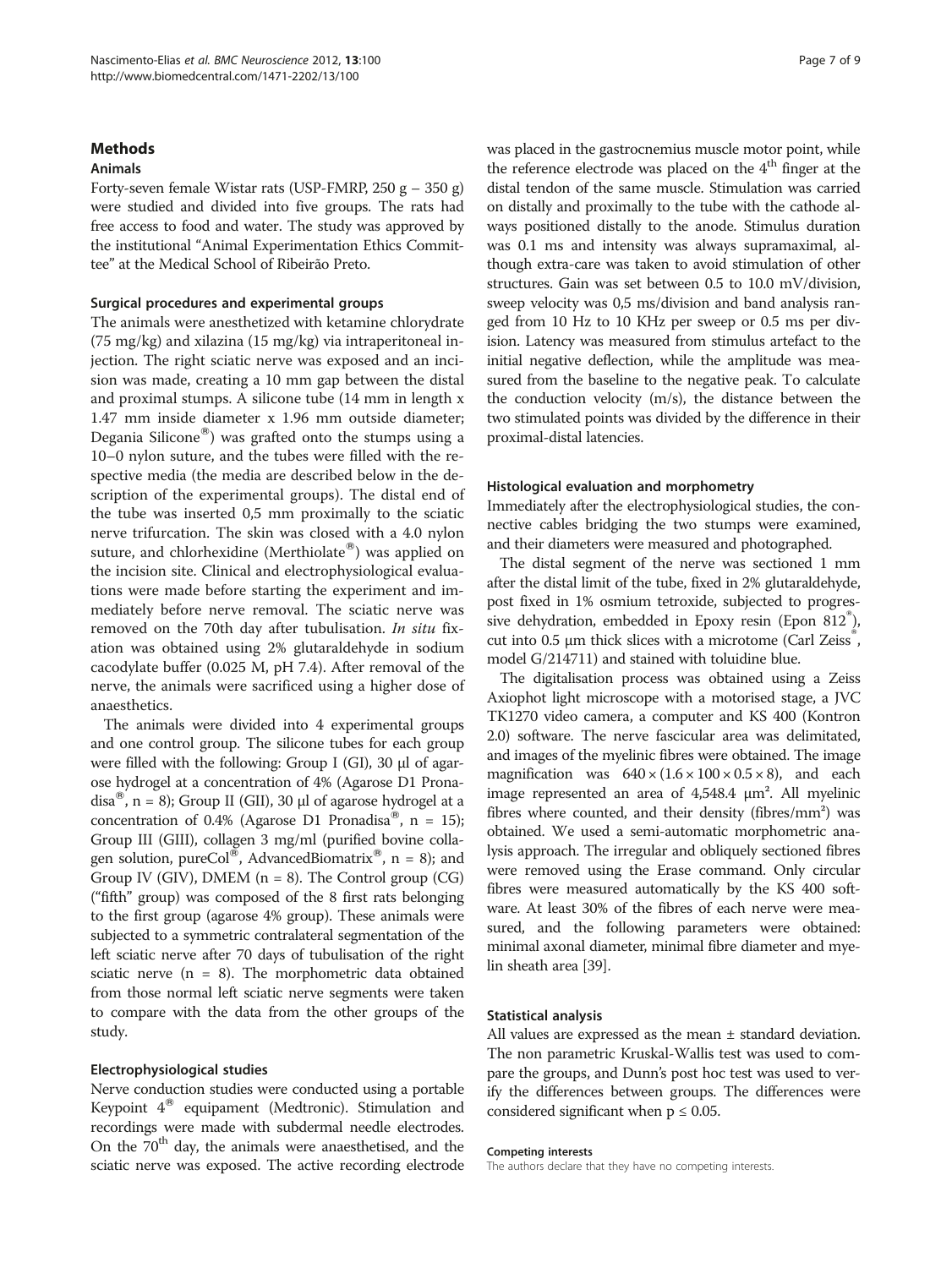## Methods

### Animals

Forty-seven female Wistar rats (USP-FMRP, 250 g – 350 g) were studied and divided into five groups. The rats had free access to food and water. The study was approved by the institutional "Animal Experimentation Ethics Committee" at the Medical School of Ribeirão Preto.

### Surgical procedures and experimental groups

The animals were anesthetized with ketamine chlorydrate (75 mg/kg) and xilazina (15 mg/kg) via intraperitoneal injection. The right sciatic nerve was exposed and an incision was made, creating a 10 mm gap between the distal and proximal stumps. A silicone tube (14 mm in length x 1.47 mm inside diameter x 1.96 mm outside diameter; Degania Silicone®) was grafted onto the stumps using a 10–0 nylon suture, and the tubes were filled with the respective media (the media are described below in the description of the experimental groups). The distal end of the tube was inserted 0,5 mm proximally to the sciatic nerve trifurcation. The skin was closed with a 4.0 nylon suture, and chlorhexidine (Merthiolate®) was applied on the incision site. Clinical and electrophysiological evaluations were made before starting the experiment and immediately before nerve removal. The sciatic nerve was removed on the 70th day after tubulisation. *In situ* fixation was obtained using 2% glutaraldehyde in sodium cacodylate buffer (0.025 M, pH 7.4). After removal of the nerve, the animals were sacrificed using a higher dose of anaesthetics.

The animals were divided into 4 experimental groups and one control group. The silicone tubes for each group were filled with the following: Group I (GI), 30 μl of agarose hydrogel at a concentration of 4% (Agarose D1 Pronadisa®, n = 8); Group II (GII), 30 μl of agarose hydrogel at a concentration of 0.4% (Agarose D1 Pronadisa®, n = 15); Group III (GIII), collagen 3 mg/ml (purified bovine collagen solution, pureCol®, AdvancedBiomatrix®, n = 8); and Group IV (GIV), DMEM (n = 8). The Control group (CG) ("fifth" group) was composed of the 8 first rats belonging to the first group (agarose 4% group). These animals were subjected to a symmetric contralateral segmentation of the left sciatic nerve after 70 days of tubulisation of the right sciatic nerve (n = 8). The morphometric data obtained from those normal left sciatic nerve segments were taken to compare with the data from the other groups of the study.

### Electrophysiological studies

Nerve conduction studies were conducted using a portable Keypoint 4® equipament (Medtronic). Stimulation and recordings were made with subdermal needle electrodes. On the 70th day, the animals were anaesthetised, and the sciatic nerve was exposed. The active recording electrode was placed in the gastrocnemius muscle motor point, while the reference electrode was placed on the 4th finger at the distal tendon of the same muscle. Stimulation was carried on distally and proximally to the tube with the cathode always positioned distally to the anode. Stimulus duration was 0.1 ms and intensity was always supramaximal, although extra-care was taken to avoid stimulation of other structures. Gain was set between 0.5 to 10.0 mV/division, sweep velocity was 0,5 ms/division and band analysis ranged from 10 Hz to 10 KHz per sweep or 0.5 ms per division. Latency was measured from stimulus artefact to the initial negative deflection, while the amplitude was measured from the baseline to the negative peak. To calculate the conduction velocity (m/s), the distance between the two stimulated points was divided by the difference in their proximal-distal latencies.

### Histological evaluation and morphometry

Immediately after the electrophysiological studies, the connective cables bridging the two stumps were examined, and their diameters were measured and photographed.

The distal segment of the nerve was sectioned 1 mm after the distal limit of the tube, fixed in 2% glutaraldehyde, post fixed in 1% osmium tetroxide, subjected to progressive dehydration, embedded in Epoxy resin (Epon 812®), cut into 0.5 μm thick slices with a microtome (Carl Zeiss®, model G/214711) and stained with toluidine blue.

The digitalisation process was obtained using a Zeiss Axiophot light microscope with a motorised stage, a JVC TK1270 video camera, a computer and KS 400 (Kontron 2.0) software. The nerve fascicular area was delimitated, and images of the myelinic fibres were obtained. The image magnification was $640 \times (1.6 \times 100 \times 0.5 \times 8)$, and each image represented an area of 4,548.4 μm². All myelinic fibres where counted, and their density (fibres/mm²) was obtained. We used a semi-automatic morphometric analysis approach. The irregular and obliquely sectioned fibres were removed using the Erase command. Only circular fibres were measured automatically by the KS 400 software. At least 30% of the fibres of each nerve were measured, and the following parameters were obtained: minimal axonal diameter, minimal fibre diameter and myelin sheath area [39].

### Statistical analysis

All values are expressed as the mean ± standard deviation. The non parametric Kruskal-Wallis test was used to compare the groups, and Dunn's post hoc test was used to verify the differences between groups. The differences were considered significant when $p \leq 0.05$.

#### Competing interests

The authors declare that they have no competing interests.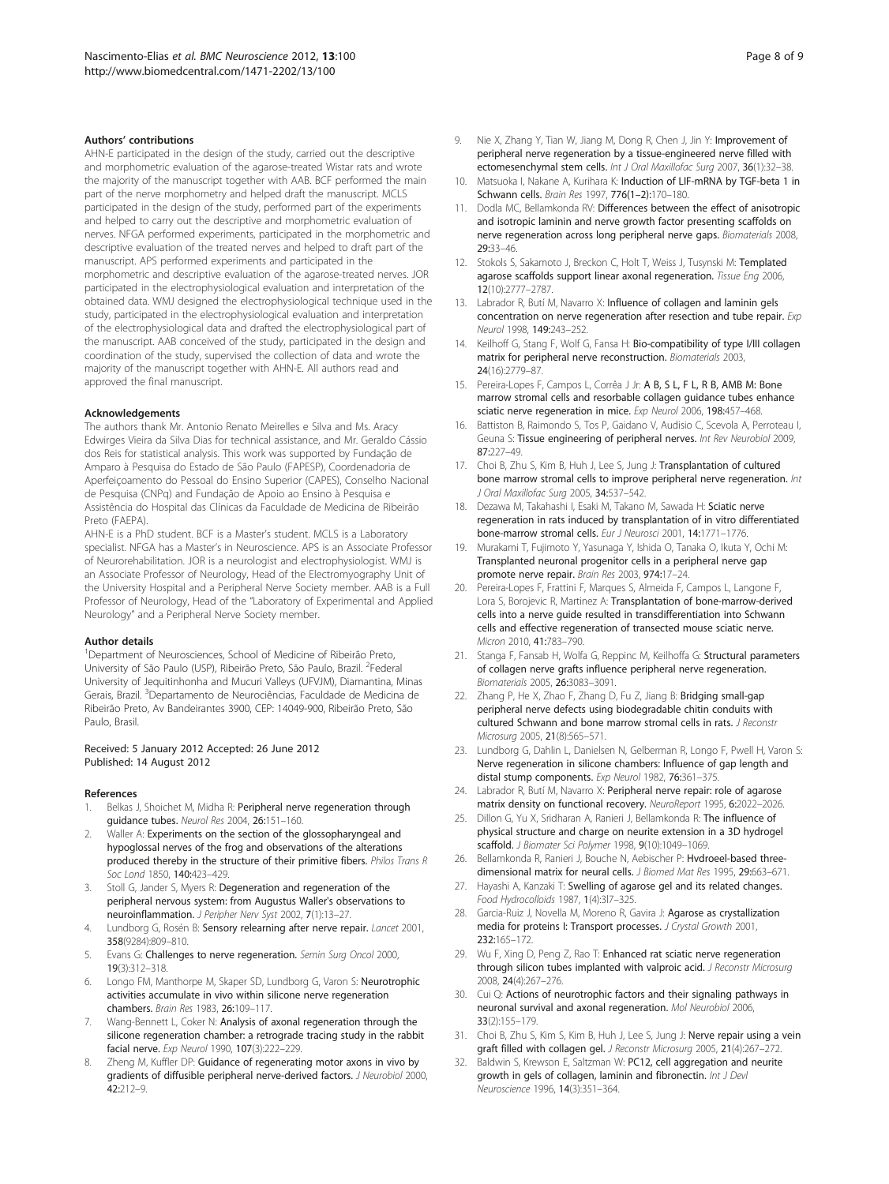### Authors' contributions

AHN-E participated in the design of the study, carried out the descriptive and morphometric evaluation of the agarose-treated Wistar rats and wrote the majority of the manuscript together with AAB. BCF performed the main part of the nerve morphometry and helped draft the manuscript. MCLS participated in the design of the study, performed part of the experiments and helped to carry out the descriptive and morphometric evaluation of nerves. NFGA performed experiments, participated in the morphometric and descriptive evaluation of the treated nerves and helped to draft part of the manuscript. APS performed experiments and participated in the morphometric and descriptive evaluation of the agarose-treated nerves. JOR participated in the electrophysiological evaluation and interpretation of the obtained data. WMJ designed the electrophysiological technique used in the study, participated in the electrophysiological evaluation and interpretation of the electrophysiological data and drafted the electrophysiological part of the manuscript. AAB conceived of the study, participated in the design and coordination of the study, supervised the collection of data and wrote the majority of the manuscript together with AHN-E. All authors read and approved the final manuscript.

### Acknowledgements

The authors thank Mr. Antonio Renato Meirelles e Silva and Ms. Aracy Edwirges Vieira da Silva Dias for technical assistance, and Mr. Geraldo Cássio dos Reis for statistical analysis. This work was supported by Fundação de Amparo à Pesquisa do Estado de São Paulo (FAPESP), Coordenadoria de Aperfeiçoamento do Pessoal do Ensino Superior (CAPES), Conselho Nacional de Pesquisa (CNPq) and Fundação de Apoio ao Ensino à Pesquisa e Assistência do Hospital das Clínicas da Faculdade de Medicina de Ribeirão Preto (FAEPA).

AHN-E is a PhD student. BCF is a Master's student. MCLS is a Laboratory specialist. NFGA has a Master's in Neuroscience. APS is an Associate Professor of Neurorehabilitation. JOR is a neurologist and electrophysiologist. WMJ is an Associate Professor of Neurology, Head of the Electromyography Unit of the University Hospital and a Peripheral Nerve Society member. AAB is a Full Professor of Neurology, Head of the "Laboratory of Experimental and Applied Neurology" and a Peripheral Nerve Society member.

### Author details

[1]Department of Neurosciences, School of Medicine of Ribeirão Preto, University of São Paulo (USP), Ribeirão Preto, São Paulo, Brazil. [2]Federal University of Jequitinhonha and Mucuri Valleys (UFVJM), Diamantina, Minas Gerais, Brazil. [3]Departamento de Neurociências, Faculdade de Medicina de Ribeirão Preto, Av Bandeirantes 3900, CEP: 14049-900, Ribeirão Preto, São Paulo, Brasil.

Received: 5 January 2012 Accepted: 26 June 2012
Published: 14 August 2012

### References

1. Belkas J, Shoichet M, Midha R: **Peripheral nerve regeneration through guidance tubes.** *Neurol Res* 2004, **26:**151–160.
2. Waller A: **Experiments on the section of the glossopharyngeal and hypoglossal nerves of the frog and observations of the alterations produced thereby in the structure of their primitive fibers.** *Philos Trans R Soc Lond* 1850, **140:**423–429.
3. Stoll G, Jander S, Myers R: **Degeneration and regeneration of the peripheral nervous system: from Augustus Waller's observations to neuroinflammation.** *J Peripher Nerv Syst* 2002, **7**(1):13–27.
4. Lundborg G, Rosén B: **Sensory relearning after nerve repair.** *Lancet* 2001, **358**(9284):809–810.
5. Evans G: **Challenges to nerve regeneration.** *Semin Surg Oncol* 2000, **19**(3):312–318.
6. Longo FM, Manthorpe M, Skaper SD, Lundborg G, Varon S: **Neurotrophic activities accumulate in vivo within silicone nerve regeneration chambers.** *Brain Res* 1983, **26:**109–117.
7. Wang-Bennett L, Coker N: **Analysis of axonal regeneration through the silicone regeneration chamber: a retrograde tracing study in the rabbit facial nerve.** *Exp Neurol* 1990, **107**(3):222–229.
8. Zheng M, Kuffler DP: **Guidance of regenerating motor axons in vivo by gradients of diffusible peripheral nerve-derived factors.** *J Neurobiol* 2000, **42:**212–9.
9. Nie X, Zhang Y, Tian W, Jiang M, Dong R, Chen J, Jin Y: **Improvement of peripheral nerve regeneration by a tissue-engineered nerve filled with ectomesenchymal stem cells.** *Int J Oral Maxillofac Surg* 2007, **36**(1):32–38.
10. Matsuoka I, Nakane A, Kurihara K: **Induction of LIF-mRNA by TGF-beta 1 in Schwann cells.** *Brain Res* 1997, **776**(1–2):170–180.
11. Dodla MC, Bellamkonda RV: **Differences between the effect of anisotropic and isotropic laminin and nerve growth factor presenting scaffolds on nerve regeneration across long peripheral nerve gaps.** *Biomaterials* 2008, **29:**33–46.
12. Stokols S, Sakamoto J, Breckon C, Holt T, Weiss J, Tusynski M: **Templated agarose scaffolds support linear axonal regeneration.** *Tissue Eng* 2006, **12**(10):2777–2787.
13. Labrador R, Butí M, Navarro X: **Influence of collagen and laminin gels concentration on nerve regeneration after resection and tube repair.** *Exp Neurol* 1998, **149:**243–252.
14. Keilhoff G, Stang F, Wolf G, Fansa H: **Bio-compatibility of type I/III collagen matrix for peripheral nerve reconstruction.** *Biomaterials* 2003, **24**(16):2779–87.
15. Pereira-Lopes F, Campos L, Corrêa J Jr: **A B, S L, F L, R B, AMB M: Bone marrow stromal cells and resorbable collagen guidance tubes enhance sciatic nerve regeneration in mice.** *Exp Neurol* 2006, **198:**457–468.
16. Battiston B, Raimondo S, Tos P, Gaidano V, Audisio C, Scevola A, Perroteau I, Geuna S: **Tissue engineering of peripheral nerves.** *Int Rev Neurobiol* 2009, **87:**227–49.
17. Choi B, Zhu S, Kim B, Huh J, Lee S, Jung J: **Transplantation of cultured bone marrow stromal cells to improve peripheral nerve regeneration.** *Int J Oral Maxillofac Surg* 2005, **34:**537–542.
18. Dezawa M, Takahashi I, Esaki M, Takano M, Sawada H: **Sciatic nerve regeneration in rats induced by transplantation of in vitro differentiated bone-marrow stromal cells.** *Eur J Neurosci* 2001, **14:**1771–1776.
19. Murakami T, Fujimoto Y, Yasunaga Y, Ishida O, Tanaka O, Ikuta Y, Ochi M: **Transplanted neuronal progenitor cells in a peripheral nerve gap promote nerve repair.** *Brain Res* 2003, **974:**17–24.
20. Pereira-Lopes F, Frattini F, Marques S, Almeida F, Campos L, Langone F, Lora S, Borojevic R, Martinez A: **Transplantation of bone-marrow-derived cells into a nerve guide resulted in transdifferentiation into Schwann cells and effective regeneration of transected mouse sciatic nerve.** *Micron* 2010, **41:**783–790.
21. Stanga F, Fansab H, Wolfa G, Reppinc M, Keilhoffa G: **Structural parameters of collagen nerve grafts influence peripheral nerve regeneration.** *Biomaterials* 2005, **26:**3083–3091.
22. Zhang P, He X, Zhao F, Zhang D, Fu Z, Jiang B: **Bridging small-gap peripheral nerve defects using biodegradable chitin conduits with cultured Schwann and bone marrow stromal cells in rats.** *J Reconstr Microsurg* 2005, **21**(8):565–571.
23. Lundborg G, Dahlin L, Danielsen N, Gelberman R, Longo F, Pwell H, Varon S: **Nerve regeneration in silicone chambers: Influence of gap length and distal stump components.** *Exp Neurol* 1982, **76:**361–375.
24. Labrador R, Butí M, Navarro X: **Peripheral nerve repair: role of agarose matrix density on functional recovery.** *NeuroReport* 1995, **6:**2022–2026.
25. Dillon G, Yu X, Sridharan A, Ranieri J, Bellamkonda R: **The influence of physical structure and charge on neurite extension in a 3D hydrogel scaffold.** *J Biomater Sci Polymer* 1998, **9**(10):1049–1069.
26. Bellamkonda R, Ranieri J, Bouche N, Aebischer P: **Hydroeel-based three-dimensional matrix for neural cells.** *J Biomed Mat Res* 1995, **29:**663–671.
27. Hayashi A, Kanzaki T: **Swelling of agarose gel and its related changes.** *Food Hydrocolloids* 1987, **1**(4):3l7–325.
28. Garcia-Ruiz J, Novella M, Moreno R, Gavira J: **Agarose as crystallization media for proteins I: Transport processes.** *J Crystal Growth* 2001, **232:**165–172.
29. Wu F, Xing D, Peng Z, Rao T: **Enhanced rat sciatic nerve regeneration through silicon tubes implanted with valproic acid.** *J Reconstr Microsurg* 2008, **24**(4):267–276.
30. Cui Q: **Actions of neurotrophic factors and their signaling pathways in neuronal survival and axonal regeneration.** *Mol Neurobiol* 2006, **33**(2):155–179.
31. Choi B, Zhu S, Kim S, Kim B, Huh J, Lee S, Jung J: **Nerve repair using a vein graft filled with collagen gel.** *J Reconstr Microsurg* 2005, **21**(4):267–272.
32. Baldwin S, Krewson E, Saltzman W: **PC12, cell aggregation and neurite growth in gels of collagen, laminin and fibronectin.** *Int J Devl Neuroscience* 1996, **14**(3):351–364.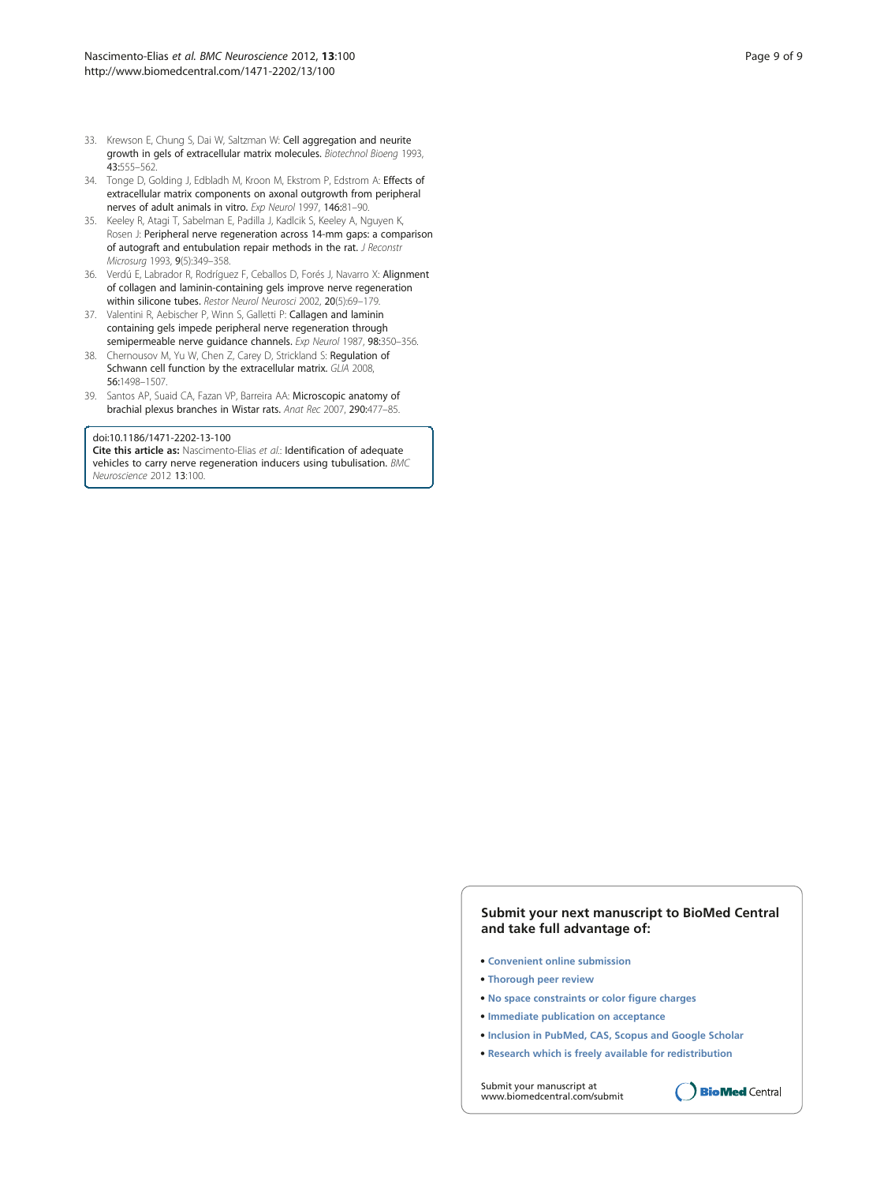33. Krewson E, Chung S, Dai W, Saltzman W: **Cell aggregation and neurite growth in gels of extracellular matrix molecules.** *Biotechnol Bioeng* 1993, **43**:555–562.
34. Tonge D, Golding J, Edbladh M, Kroon M, Ekstrom P, Edstrom A: **Effects of extracellular matrix components on axonal outgrowth from peripheral nerves of adult animals in vitro.** *Exp Neurol* 1997, **146**:81–90.
35. Keeley R, Atagi T, Sabelman E, Padilla J, Kadlcik S, Keeley A, Nguyen K, Rosen J: **Peripheral nerve regeneration across 14-mm gaps: a comparison of autograft and entubulation repair methods in the rat.** *J Reconstr Microsurg* 1993, **9**(5):349–358.
36. Verdú E, Labrador R, Rodríguez F, Ceballos D, Forés J, Navarro X: **Alignment of collagen and laminin-containing gels improve nerve regeneration within silicone tubes.** *Restor Neurol Neurosci* 2002, **20**(5):69–179.
37. Valentini R, Aebischer P, Winn S, Galletti P: **Callagen and laminin containing gels impede peripheral nerve regeneration through semipermeable nerve guidance channels.** *Exp Neurol* 1987, **98**:350–356.
38. Chernousov M, Yu W, Chen Z, Carey D, Strickland S: **Regulation of Schwann cell function by the extracellular matrix.** *GLIA* 2008, **56**:1498–1507.
39. Santos AP, Suaid CA, Fazan VP, Barreira AA: **Microscopic anatomy of brachial plexus branches in Wistar rats.** *Anat Rec* 2007, **290**:477–85.

doi:10.1186/1471-2202-13-100

**Cite this article as:** Nascimento-Elias *et al.*: Identification of adequate vehicles to carry nerve regeneration inducers using tubulisation. *BMC Neuroscience* 2012 **13**:100.

**Submit your next manuscript to BioMed Central and take full advantage of:**

- **Convenient online submission**
- **Thorough peer review**
- **No space constraints or color figure charges**
- **Immediate publication on acceptance**
- **Inclusion in PubMed, CAS, Scopus and Google Scholar**
- **Research which is freely available for redistribution**

Submit your manuscript at
www.biomedcentral.com/submit

BioMed Central